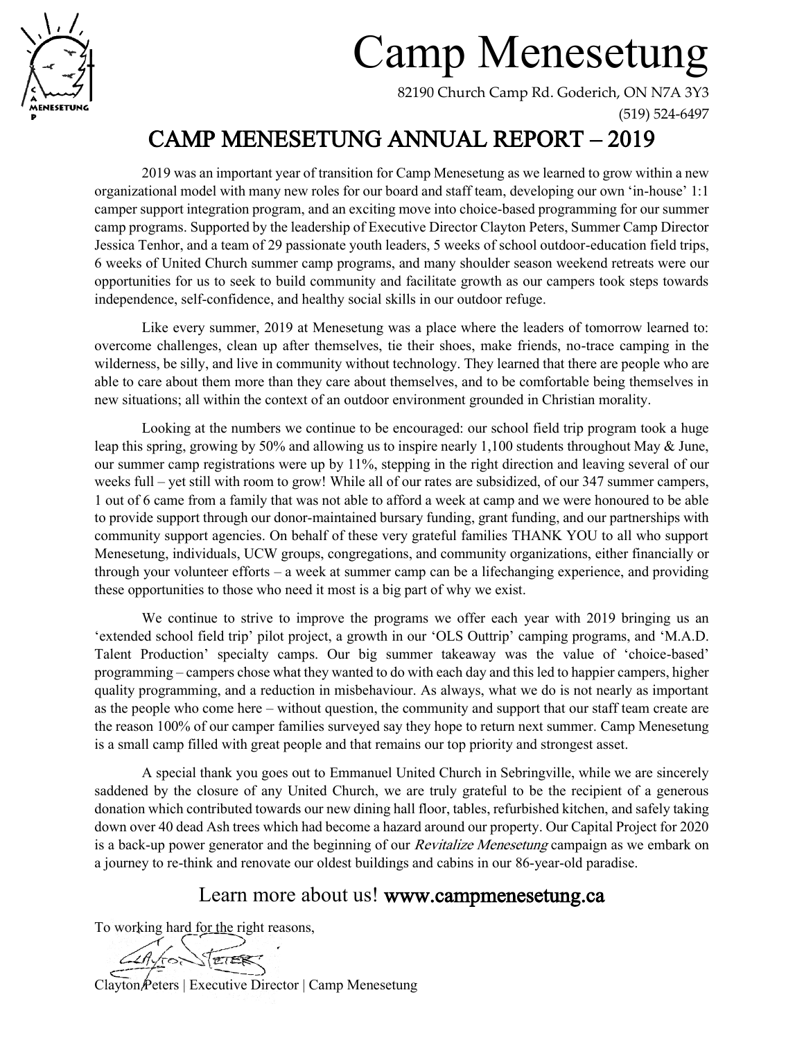# Camp Menesetung

82190 Church Camp Rd. Goderich, ON N7A 3Y3

(519) 524-6497

## CAMP MENESETUNG ANNUAL REPORT – 2019

2019 was an important year of transition for Camp Menesetung as we learned to grow within a new organizational model with many new roles for our board and staff team, developing our own 'in-house' 1:1 camper support integration program, and an exciting move into choice-based programming for our summer camp programs. Supported by the leadership of Executive Director Clayton Peters, Summer Camp Director Jessica Tenhor, and a team of 29 passionate youth leaders, 5 weeks of school outdoor-education field trips, 6 weeks of United Church summer camp programs, and many shoulder season weekend retreats were our opportunities for us to seek to build community and facilitate growth as our campers took steps towards independence, self-confidence, and healthy social skills in our outdoor refuge.

Like every summer, 2019 at Menesetung was a place where the leaders of tomorrow learned to: overcome challenges, clean up after themselves, tie their shoes, make friends, no-trace camping in the wilderness, be silly, and live in community without technology. They learned that there are people who are able to care about them more than they care about themselves, and to be comfortable being themselves in new situations; all within the context of an outdoor environment grounded in Christian morality.

Looking at the numbers we continue to be encouraged: our school field trip program took a huge leap this spring, growing by 50% and allowing us to inspire nearly 1,100 students throughout May & June, our summer camp registrations were up by 11%, stepping in the right direction and leaving several of our weeks full – yet still with room to grow! While all of our rates are subsidized, of our 347 summer campers, 1 out of 6 came from a family that was not able to afford a week at camp and we were honoured to be able to provide support through our donor-maintained bursary funding, grant funding, and our partnerships with community support agencies. On behalf of these very grateful families THANK YOU to all who support Menesetung, individuals, UCW groups, congregations, and community organizations, either financially or through your volunteer efforts – a week at summer camp can be a lifechanging experience, and providing these opportunities to those who need it most is a big part of why we exist.

We continue to strive to improve the programs we offer each year with 2019 bringing us an 'extended school field trip' pilot project, a growth in our 'OLS Outtrip' camping programs, and 'M.A.D. Talent Production' specialty camps. Our big summer takeaway was the value of 'choice-based' programming – campers chose what they wanted to do with each day and this led to happier campers, higher quality programming, and a reduction in misbehaviour. As always, what we do is not nearly as important as the people who come here – without question, the community and support that our staff team create are the reason 100% of our camper families surveyed say they hope to return next summer. Camp Menesetung is a small camp filled with great people and that remains our top priority and strongest asset.

A special thank you goes out to Emmanuel United Church in Sebringville, while we are sincerely saddened by the closure of any United Church, we are truly grateful to be the recipient of a generous donation which contributed towards our new dining hall floor, tables, refurbished kitchen, and safely taking down over 40 dead Ash trees which had become a hazard around our property. Our Capital Project for 2020 is a back-up power generator and the beginning of our *Revitalize Menesetung* campaign as we embark on a journey to re-think and renovate our oldest buildings and cabins in our 86-year-old paradise.

### Learn more about us! **www.campmenesetung.ca**

To working hard for the right reasons,

Clayton Peters | Executive Director | Camp Menesetung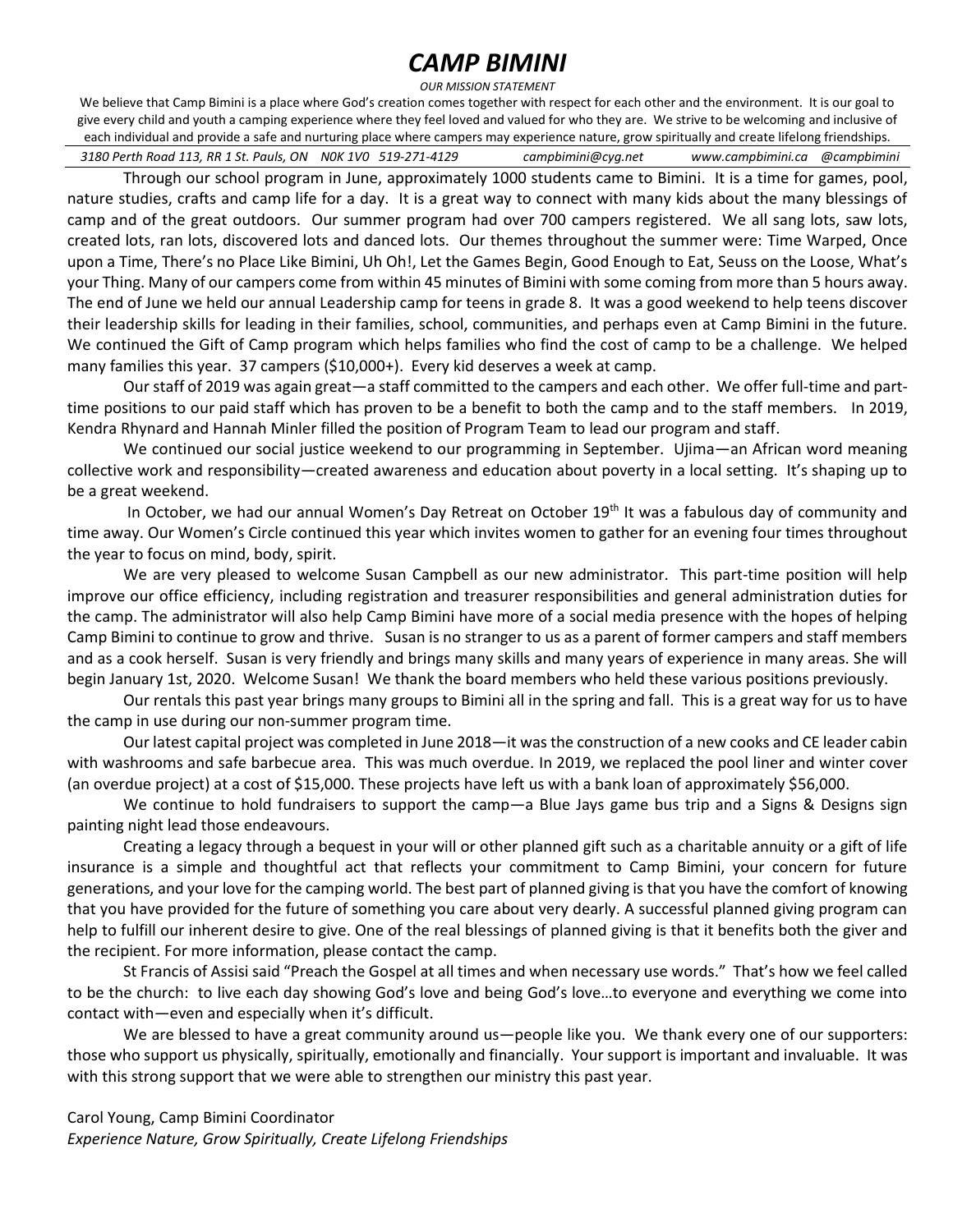# *CAMP BIMINI*

*OUR MISSION STATEMENT*

We believe that Camp Bimini is a place where God's creation comes together with respect for each other and the environment. It is our goal to give every child and youth a camping experience where they feel loved and valued for who they are. We strive to be welcoming and inclusive of each individual and provide a safe and nurturing place where campers may experience nature, grow spiritually and create lifelong friendships.

*3180 Perth Road 113, RR 1 St. Pauls, ON N0K 1V0 519-271-4129 campbimini@cyg.net www.campbimini.ca @campbimini*

Through our school program in June, approximately 1000 students came to Bimini. It is a time for games, pool, nature studies, crafts and camp life for a day. It is a great way to connect with many kids about the many blessings of camp and of the great outdoors. Our summer program had over 700 campers registered. We all sang lots, saw lots, created lots, ran lots, discovered lots and danced lots. Our themes throughout the summer were: Time Warped, Once upon a Time, There's no Place Like Bimini, Uh Oh!, Let the Games Begin, Good Enough to Eat, Seuss on the Loose, What's your Thing. Many of our campers come from within 45 minutes of Bimini with some coming from more than 5 hours away. The end of June we held our annual Leadership camp for teens in grade 8. It was a good weekend to help teens discover their leadership skills for leading in their families, school, communities, and perhaps even at Camp Bimini in the future. We continued the Gift of Camp program which helps families who find the cost of camp to be a challenge. We helped many families this year. 37 campers ($10,000+). Every kid deserves a week at camp.

Our staff of 2019 was again great—a staff committed to the campers and each other. We offer full-time and part-time positions to our paid staff which has proven to be a benefit to both the camp and to the staff members. In 2019, Kendra Rhynard and Hannah Minler filled the position of Program Team to lead our program and staff.

We continued our social justice weekend to our programming in September. Ujima—an African word meaning collective work and responsibility—created awareness and education about poverty in a local setting. It's shaping up to be a great weekend.

In October, we had our annual Women's Day Retreat on October 19th It was a fabulous day of community and time away. Our Women's Circle continued this year which invites women to gather for an evening four times throughout the year to focus on mind, body, spirit.

We are very pleased to welcome Susan Campbell as our new administrator. This part-time position will help improve our office efficiency, including registration and treasurer responsibilities and general administration duties for the camp. The administrator will also help Camp Bimini have more of a social media presence with the hopes of helping Camp Bimini to continue to grow and thrive. Susan is no stranger to us as a parent of former campers and staff members and as a cook herself. Susan is very friendly and brings many skills and many years of experience in many areas. She will begin January 1st, 2020. Welcome Susan! We thank the board members who held these various positions previously.

Our rentals this past year brings many groups to Bimini all in the spring and fall. This is a great way for us to have the camp in use during our non-summer program time.

Our latest capital project was completed in June 2018—it was the construction of a new cooks and CE leader cabin with washrooms and safe barbecue area. This was much overdue. In 2019, we replaced the pool liner and winter cover (an overdue project) at a cost of $15,000. These projects have left us with a bank loan of approximately $56,000.

We continue to hold fundraisers to support the camp—a Blue Jays game bus trip and a Signs & Designs sign painting night lead those endeavours.

Creating a legacy through a bequest in your will or other planned gift such as a charitable annuity or a gift of life insurance is a simple and thoughtful act that reflects your commitment to Camp Bimini, your concern for future generations, and your love for the camping world. The best part of planned giving is that you have the comfort of knowing that you have provided for the future of something you care about very dearly. A successful planned giving program can help to fulfill our inherent desire to give. One of the real blessings of planned giving is that it benefits both the giver and the recipient. For more information, please contact the camp.

St Francis of Assisi said "Preach the Gospel at all times and when necessary use words." That's how we feel called to be the church: to live each day showing God's love and being God's love…to everyone and everything we come into contact with—even and especially when it's difficult.

We are blessed to have a great community around us—people like you. We thank every one of our supporters: those who support us physically, spiritually, emotionally and financially. Your support is important and invaluable. It was with this strong support that we were able to strengthen our ministry this past year.

Carol Young, Camp Bimini Coordinator

*Experience Nature, Grow Spiritually, Create Lifelong Friendships*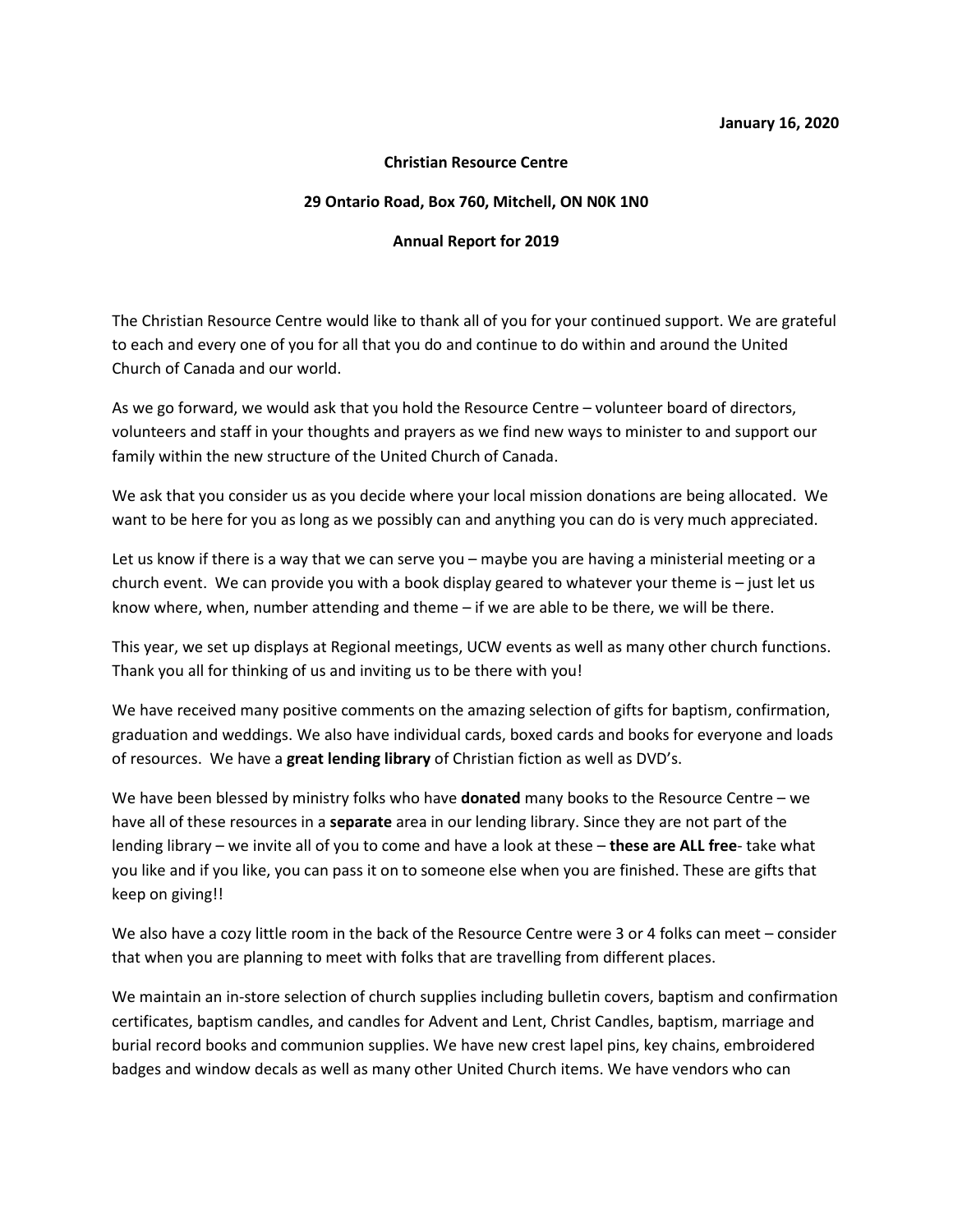**January 16, 2020**

**Christian Resource Centre**

**29 Ontario Road, Box 760, Mitchell, ON N0K 1N0**

**Annual Report for 2019**

The Christian Resource Centre would like to thank all of you for your continued support. We are grateful to each and every one of you for all that you do and continue to do within and around the United Church of Canada and our world.

As we go forward, we would ask that you hold the Resource Centre – volunteer board of directors, volunteers and staff in your thoughts and prayers as we find new ways to minister to and support our family within the new structure of the United Church of Canada.

We ask that you consider us as you decide where your local mission donations are being allocated. We want to be here for you as long as we possibly can and anything you can do is very much appreciated.

Let us know if there is a way that we can serve you – maybe you are having a ministerial meeting or a church event. We can provide you with a book display geared to whatever your theme is – just let us know where, when, number attending and theme – if we are able to be there, we will be there.

This year, we set up displays at Regional meetings, UCW events as well as many other church functions. Thank you all for thinking of us and inviting us to be there with you!

We have received many positive comments on the amazing selection of gifts for baptism, confirmation, graduation and weddings. We also have individual cards, boxed cards and books for everyone and loads of resources. We have a **great lending library** of Christian fiction as well as DVD's.

We have been blessed by ministry folks who have **donated** many books to the Resource Centre – we have all of these resources in a **separate** area in our lending library. Since they are not part of the lending library – we invite all of you to come and have a look at these – **these are ALL free**- take what you like and if you like, you can pass it on to someone else when you are finished. These are gifts that keep on giving!!

We also have a cozy little room in the back of the Resource Centre were 3 or 4 folks can meet – consider that when you are planning to meet with folks that are travelling from different places.

We maintain an in-store selection of church supplies including bulletin covers, baptism and confirmation certificates, baptism candles, and candles for Advent and Lent, Christ Candles, baptism, marriage and burial record books and communion supplies. We have new crest lapel pins, key chains, embroidered badges and window decals as well as many other United Church items. We have vendors who can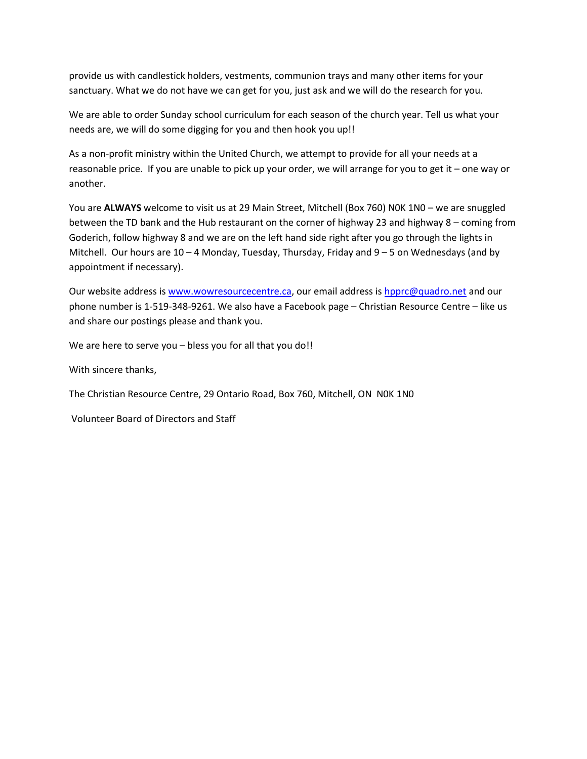provide us with candlestick holders, vestments, communion trays and many other items for your sanctuary. What we do not have we can get for you, just ask and we will do the research for you.

We are able to order Sunday school curriculum for each season of the church year. Tell us what your needs are, we will do some digging for you and then hook you up!!

As a non-profit ministry within the United Church, we attempt to provide for all your needs at a reasonable price. If you are unable to pick up your order, we will arrange for you to get it – one way or another.

You are **ALWAYS** welcome to visit us at 29 Main Street, Mitchell (Box 760) N0K 1N0 – we are snuggled between the TD bank and the Hub restaurant on the corner of highway 23 and highway 8 – coming from Goderich, follow highway 8 and we are on the left hand side right after you go through the lights in Mitchell. Our hours are 10 – 4 Monday, Tuesday, Thursday, Friday and 9 – 5 on Wednesdays (and by appointment if necessary).

Our website address is [www.wowresourcecentre.ca](http://www.wowresourcecentre.ca), our email address is [hpprc@quadro.net](mailto:hpprc@quadro.net) and our phone number is 1-519-348-9261. We also have a Facebook page – Christian Resource Centre – like us and share our postings please and thank you.

We are here to serve you – bless you for all that you do!!

With sincere thanks,

The Christian Resource Centre, 29 Ontario Road, Box 760, Mitchell, ON N0K 1N0

Volunteer Board of Directors and Staff